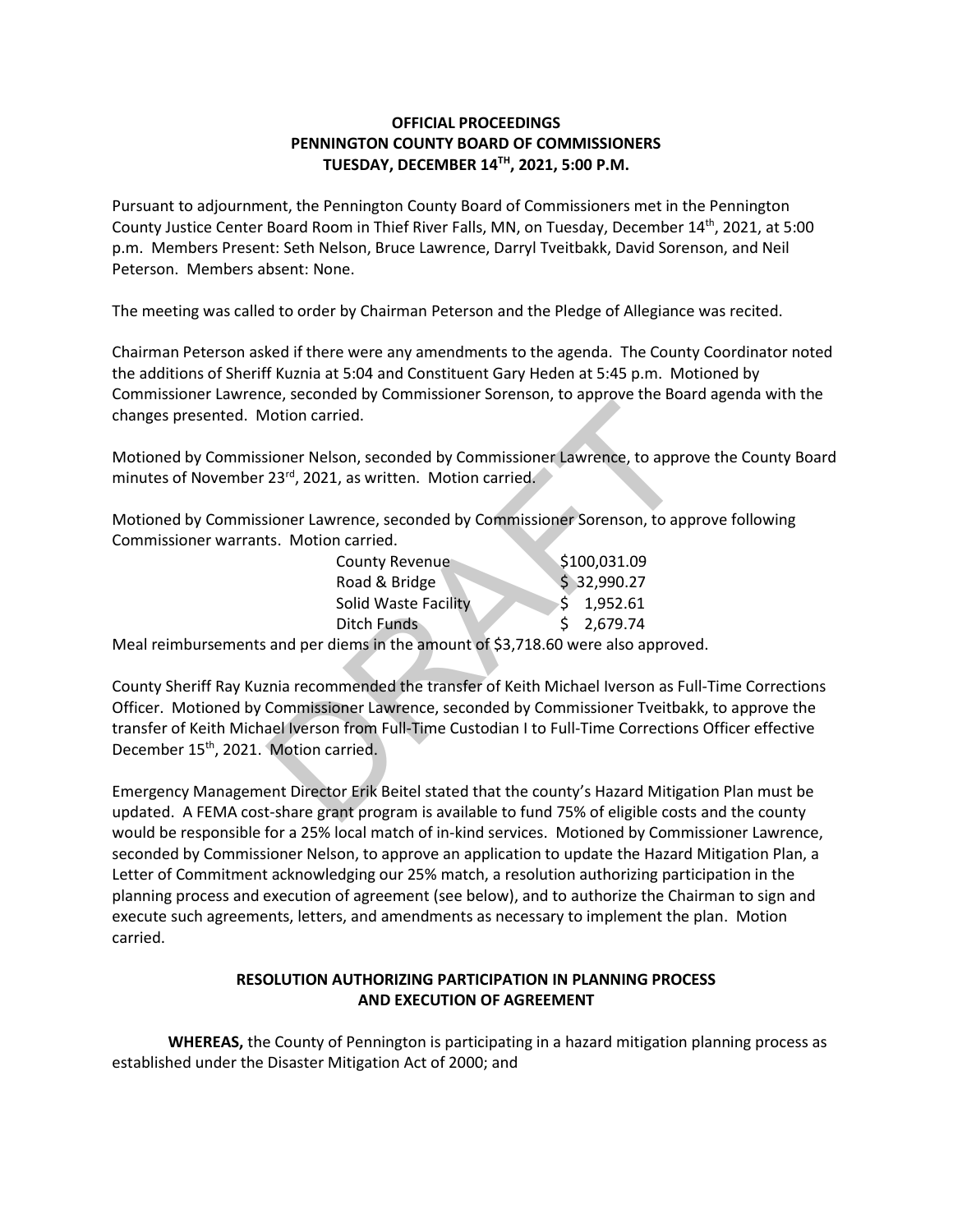**OFFICIAL PROCEEDINGS**
**PENNINGTON COUNTY BOARD OF COMMISSIONERS**
**TUESDAY, DECEMBER 14TH, 2021, 5:00 P.M.**

Pursuant to adjournment, the Pennington County Board of Commissioners met in the Pennington County Justice Center Board Room in Thief River Falls, MN, on Tuesday, December 14th, 2021, at 5:00 p.m. Members Present: Seth Nelson, Bruce Lawrence, Darryl Tveitbakk, David Sorenson, and Neil Peterson. Members absent: None.

The meeting was called to order by Chairman Peterson and the Pledge of Allegiance was recited.

Chairman Peterson asked if there were any amendments to the agenda. The County Coordinator noted the additions of Sheriff Kuznia at 5:04 and Constituent Gary Heden at 5:45 p.m. Motioned by Commissioner Lawrence, seconded by Commissioner Sorenson, to approve the Board agenda with the changes presented. Motion carried.

Motioned by Commissioner Nelson, seconded by Commissioner Lawrence, to approve the County Board minutes of November 23rd, 2021, as written. Motion carried.

Motioned by Commissioner Lawrence, seconded by Commissioner Sorenson, to approve following Commissioner warrants. Motion carried.

| | |
|---|---|
| County Revenue | $100,031.09 |
| Road & Bridge | $ 32,990.27 |
| Solid Waste Facility | $ 1,952.61 |
| Ditch Funds | $ 2,679.74 |

Meal reimbursements and per diems in the amount of $3,718.60 were also approved.

County Sheriff Ray Kuznia recommended the transfer of Keith Michael Iverson as Full-Time Corrections Officer. Motioned by Commissioner Lawrence, seconded by Commissioner Tveitbakk, to approve the transfer of Keith Michael Iverson from Full-Time Custodian I to Full-Time Corrections Officer effective December 15th, 2021. Motion carried.

Emergency Management Director Erik Beitel stated that the county's Hazard Mitigation Plan must be updated. A FEMA cost-share grant program is available to fund 75% of eligible costs and the county would be responsible for a 25% local match of in-kind services. Motioned by Commissioner Lawrence, seconded by Commissioner Nelson, to approve an application to update the Hazard Mitigation Plan, a Letter of Commitment acknowledging our 25% match, a resolution authorizing participation in the planning process and execution of agreement (see below), and to authorize the Chairman to sign and execute such agreements, letters, and amendments as necessary to implement the plan. Motion carried.

**RESOLUTION AUTHORIZING PARTICIPATION IN PLANNING PROCESS AND EXECUTION OF AGREEMENT**

**WHEREAS,** the County of Pennington is participating in a hazard mitigation planning process as established under the Disaster Mitigation Act of 2000; and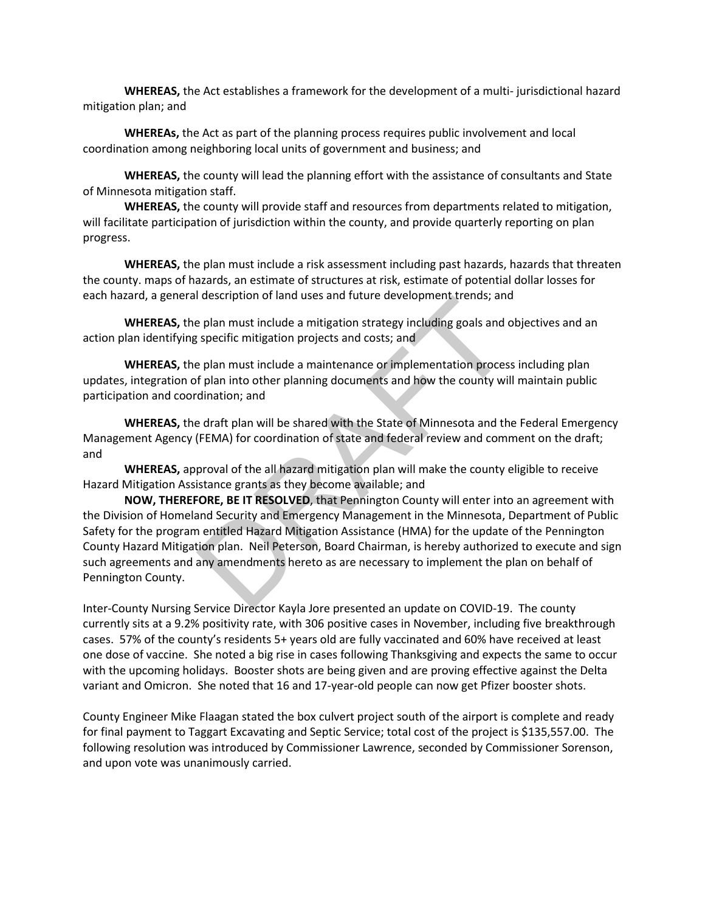**WHEREAS,** the Act establishes a framework for the development of a multi- jurisdictional hazard mitigation plan; and

**WHEREAs,** the Act as part of the planning process requires public involvement and local coordination among neighboring local units of government and business; and

**WHEREAS,** the county will lead the planning effort with the assistance of consultants and State of Minnesota mitigation staff.

**WHEREAS,** the county will provide staff and resources from departments related to mitigation, will facilitate participation of jurisdiction within the county, and provide quarterly reporting on plan progress.

**WHEREAS,** the plan must include a risk assessment including past hazards, hazards that threaten the county. maps of hazards, an estimate of structures at risk, estimate of potential dollar losses for each hazard, a general description of land uses and future development trends; and

**WHEREAS,** the plan must include a mitigation strategy including goals and objectives and an action plan identifying specific mitigation projects and costs; and

**WHEREAS,** the plan must include a maintenance or implementation process including plan updates, integration of plan into other planning documents and how the county will maintain public participation and coordination; and

**WHEREAS,** the draft plan will be shared with the State of Minnesota and the Federal Emergency Management Agency (FEMA) for coordination of state and federal review and comment on the draft; and

**WHEREAS,** approval of the all hazard mitigation plan will make the county eligible to receive Hazard Mitigation Assistance grants as they become available; and

**NOW, THEREFORE, BE IT RESOLVED**, that Pennington County will enter into an agreement with the Division of Homeland Security and Emergency Management in the Minnesota, Department of Public Safety for the program entitled Hazard Mitigation Assistance (HMA) for the update of the Pennington County Hazard Mitigation plan. Neil Peterson, Board Chairman, is hereby authorized to execute and sign such agreements and any amendments hereto as are necessary to implement the plan on behalf of Pennington County.

Inter-County Nursing Service Director Kayla Jore presented an update on COVID-19. The county currently sits at a 9.2% positivity rate, with 306 positive cases in November, including five breakthrough cases. 57% of the county's residents 5+ years old are fully vaccinated and 60% have received at least one dose of vaccine. She noted a big rise in cases following Thanksgiving and expects the same to occur with the upcoming holidays. Booster shots are being given and are proving effective against the Delta variant and Omicron. She noted that 16 and 17-year-old people can now get Pfizer booster shots.

County Engineer Mike Flaagan stated the box culvert project south of the airport is complete and ready for final payment to Taggart Excavating and Septic Service; total cost of the project is $135,557.00. The following resolution was introduced by Commissioner Lawrence, seconded by Commissioner Sorenson, and upon vote was unanimously carried.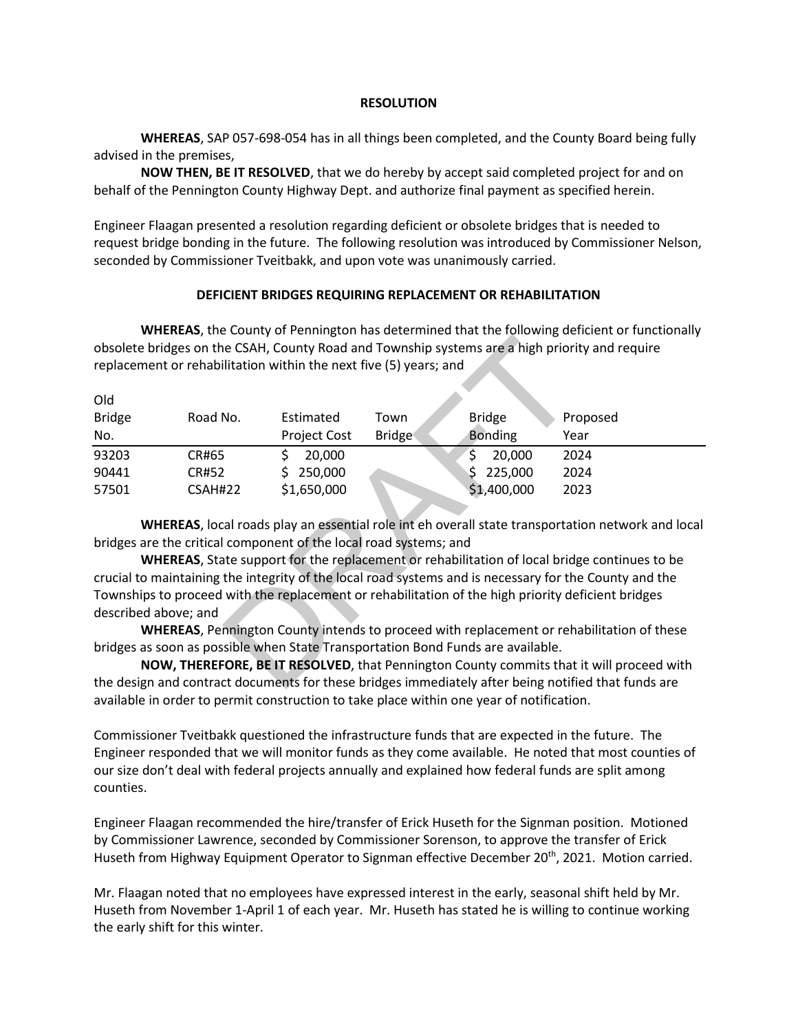**RESOLUTION**

**WHEREAS**, SAP 057-698-054 has in all things been completed, and the County Board being fully advised in the premises,

**NOW THEN, BE IT RESOLVED**, that we do hereby by accept said completed project for and on behalf of the Pennington County Highway Dept. and authorize final payment as specified herein.

Engineer Flaagan presented a resolution regarding deficient or obsolete bridges that is needed to request bridge bonding in the future. The following resolution was introduced by Commissioner Nelson, seconded by Commissioner Tveitbakk, and upon vote was unanimously carried.

**DEFICIENT BRIDGES REQUIRING REPLACEMENT OR REHABILITATION**

**WHEREAS**, the County of Pennington has determined that the following deficient or functionally obsolete bridges on the CSAH, County Road and Township systems are a high priority and require replacement or rehabilitation within the next five (5) years; and

| Old Bridge No. | Road No. | Estimated Project Cost | Town Bridge | Bridge Bonding | Proposed Year |
|---|---|---|---|---|---|
| 93203 | CR#65 | $ 20,000 | | $ 20,000 | 2024 |
| 90441 | CR#52 | $ 250,000 | | $ 225,000 | 2024 |
| 57501 | CSAH#22 | $1,650,000 | | $1,400,000 | 2023 |

**WHEREAS**, local roads play an essential role int eh overall state transportation network and local bridges are the critical component of the local road systems; and

**WHEREAS**, State support for the replacement or rehabilitation of local bridge continues to be crucial to maintaining the integrity of the local road systems and is necessary for the County and the Townships to proceed with the replacement or rehabilitation of the high priority deficient bridges described above; and

**WHEREAS**, Pennington County intends to proceed with replacement or rehabilitation of these bridges as soon as possible when State Transportation Bond Funds are available.

**NOW, THEREFORE, BE IT RESOLVED**, that Pennington County commits that it will proceed with the design and contract documents for these bridges immediately after being notified that funds are available in order to permit construction to take place within one year of notification.

Commissioner Tveitbakk questioned the infrastructure funds that are expected in the future. The Engineer responded that we will monitor funds as they come available. He noted that most counties of our size don't deal with federal projects annually and explained how federal funds are split among counties.

Engineer Flaagan recommended the hire/transfer of Erick Huseth for the Signman position. Motioned by Commissioner Lawrence, seconded by Commissioner Sorenson, to approve the transfer of Erick Huseth from Highway Equipment Operator to Signman effective December 20th, 2021. Motion carried.

Mr. Flaagan noted that no employees have expressed interest in the early, seasonal shift held by Mr. Huseth from November 1-April 1 of each year. Mr. Huseth has stated he is willing to continue working the early shift for this winter.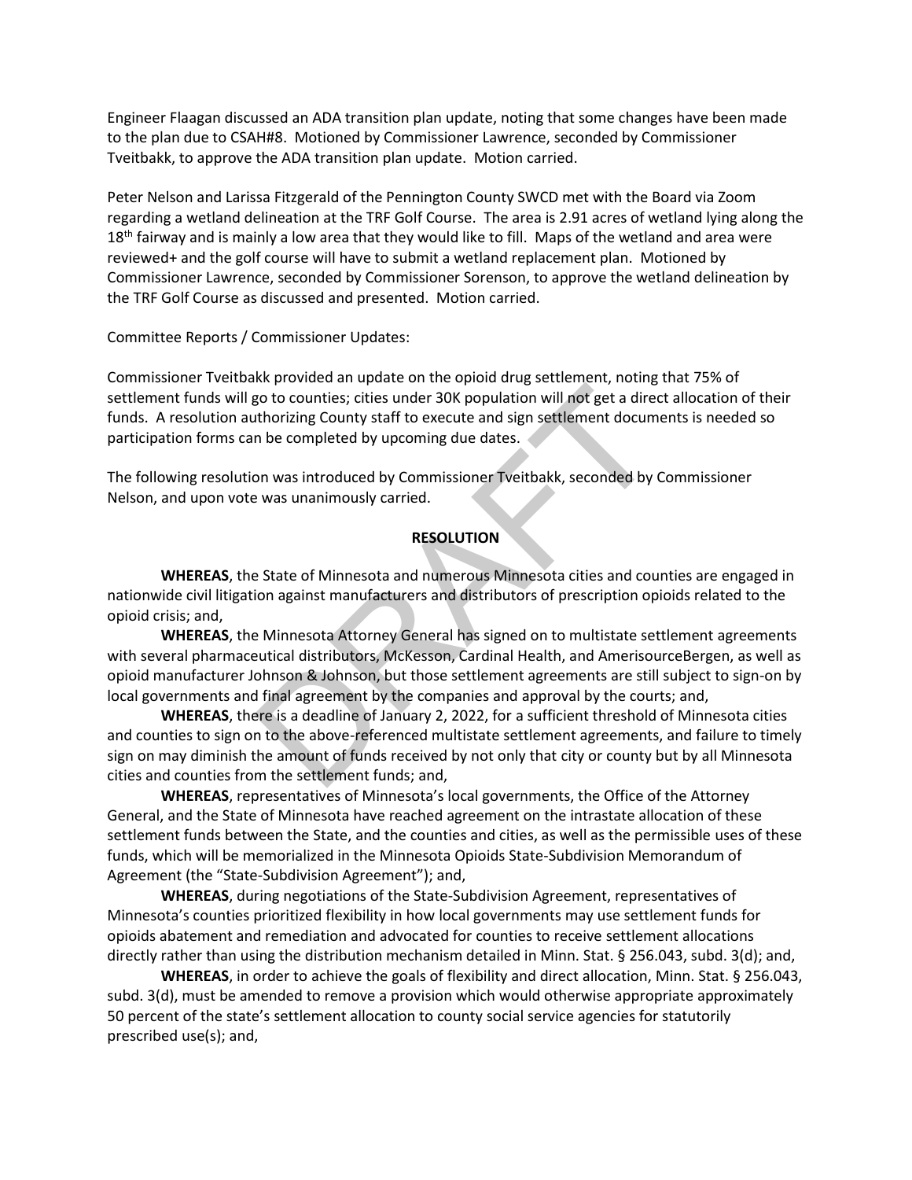Engineer Flaagan discussed an ADA transition plan update, noting that some changes have been made to the plan due to CSAH#8. Motioned by Commissioner Lawrence, seconded by Commissioner Tveitbakk, to approve the ADA transition plan update. Motion carried.

Peter Nelson and Larissa Fitzgerald of the Pennington County SWCD met with the Board via Zoom regarding a wetland delineation at the TRF Golf Course. The area is 2.91 acres of wetland lying along the 18th fairway and is mainly a low area that they would like to fill. Maps of the wetland and area were reviewed+ and the golf course will have to submit a wetland replacement plan. Motioned by Commissioner Lawrence, seconded by Commissioner Sorenson, to approve the wetland delineation by the TRF Golf Course as discussed and presented. Motion carried.

Committee Reports / Commissioner Updates:

Commissioner Tveitbakk provided an update on the opioid drug settlement, noting that 75% of settlement funds will go to counties; cities under 30K population will not get a direct allocation of their funds. A resolution authorizing County staff to execute and sign settlement documents is needed so participation forms can be completed by upcoming due dates.

The following resolution was introduced by Commissioner Tveitbakk, seconded by Commissioner Nelson, and upon vote was unanimously carried.

**RESOLUTION**

**WHEREAS**, the State of Minnesota and numerous Minnesota cities and counties are engaged in nationwide civil litigation against manufacturers and distributors of prescription opioids related to the opioid crisis; and,

**WHEREAS**, the Minnesota Attorney General has signed on to multistate settlement agreements with several pharmaceutical distributors, McKesson, Cardinal Health, and AmerisourceBergen, as well as opioid manufacturer Johnson & Johnson, but those settlement agreements are still subject to sign-on by local governments and final agreement by the companies and approval by the courts; and,

**WHEREAS**, there is a deadline of January 2, 2022, for a sufficient threshold of Minnesota cities and counties to sign on to the above-referenced multistate settlement agreements, and failure to timely sign on may diminish the amount of funds received by not only that city or county but by all Minnesota cities and counties from the settlement funds; and,

**WHEREAS**, representatives of Minnesota's local governments, the Office of the Attorney General, and the State of Minnesota have reached agreement on the intrastate allocation of these settlement funds between the State, and the counties and cities, as well as the permissible uses of these funds, which will be memorialized in the Minnesota Opioids State-Subdivision Memorandum of Agreement (the "State-Subdivision Agreement"); and,

**WHEREAS**, during negotiations of the State-Subdivision Agreement, representatives of Minnesota's counties prioritized flexibility in how local governments may use settlement funds for opioids abatement and remediation and advocated for counties to receive settlement allocations directly rather than using the distribution mechanism detailed in Minn. Stat. § 256.043, subd. 3(d); and,

**WHEREAS**, in order to achieve the goals of flexibility and direct allocation, Minn. Stat. § 256.043, subd. 3(d), must be amended to remove a provision which would otherwise appropriate approximately 50 percent of the state's settlement allocation to county social service agencies for statutorily prescribed use(s); and,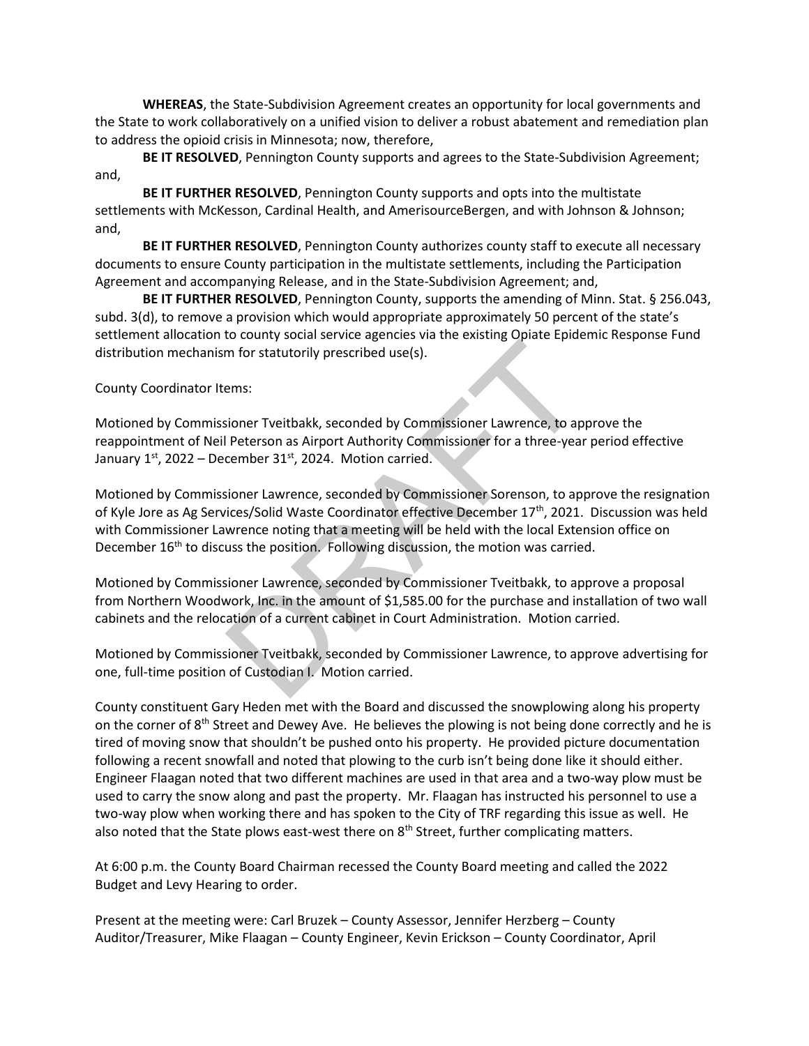**WHEREAS**, the State-Subdivision Agreement creates an opportunity for local governments and the State to work collaboratively on a unified vision to deliver a robust abatement and remediation plan to address the opioid crisis in Minnesota; now, therefore,

**BE IT RESOLVED**, Pennington County supports and agrees to the State-Subdivision Agreement; and,

**BE IT FURTHER RESOLVED**, Pennington County supports and opts into the multistate settlements with McKesson, Cardinal Health, and AmerisourceBergen, and with Johnson & Johnson; and,

**BE IT FURTHER RESOLVED**, Pennington County authorizes county staff to execute all necessary documents to ensure County participation in the multistate settlements, including the Participation Agreement and accompanying Release, and in the State-Subdivision Agreement; and,

**BE IT FURTHER RESOLVED**, Pennington County, supports the amending of Minn. Stat. § 256.043, subd. 3(d), to remove a provision which would appropriate approximately 50 percent of the state's settlement allocation to county social service agencies via the existing Opiate Epidemic Response Fund distribution mechanism for statutorily prescribed use(s).

County Coordinator Items:

Motioned by Commissioner Tveitbakk, seconded by Commissioner Lawrence, to approve the reappointment of Neil Peterson as Airport Authority Commissioner for a three-year period effective January 1st, 2022 – December 31st, 2024. Motion carried.

Motioned by Commissioner Lawrence, seconded by Commissioner Sorenson, to approve the resignation of Kyle Jore as Ag Services/Solid Waste Coordinator effective December 17th, 2021. Discussion was held with Commissioner Lawrence noting that a meeting will be held with the local Extension office on December 16th to discuss the position. Following discussion, the motion was carried.

Motioned by Commissioner Lawrence, seconded by Commissioner Tveitbakk, to approve a proposal from Northern Woodwork, Inc. in the amount of $1,585.00 for the purchase and installation of two wall cabinets and the relocation of a current cabinet in Court Administration. Motion carried.

Motioned by Commissioner Tveitbakk, seconded by Commissioner Lawrence, to approve advertising for one, full-time position of Custodian I. Motion carried.

County constituent Gary Heden met with the Board and discussed the snowplowing along his property on the corner of 8th Street and Dewey Ave. He believes the plowing is not being done correctly and he is tired of moving snow that shouldn't be pushed onto his property. He provided picture documentation following a recent snowfall and noted that plowing to the curb isn't being done like it should either. Engineer Flaagan noted that two different machines are used in that area and a two-way plow must be used to carry the snow along and past the property. Mr. Flaagan has instructed his personnel to use a two-way plow when working there and has spoken to the City of TRF regarding this issue as well. He also noted that the State plows east-west there on 8th Street, further complicating matters.

At 6:00 p.m. the County Board Chairman recessed the County Board meeting and called the 2022 Budget and Levy Hearing to order.

Present at the meeting were: Carl Bruzek – County Assessor, Jennifer Herzberg – County Auditor/Treasurer, Mike Flaagan – County Engineer, Kevin Erickson – County Coordinator, April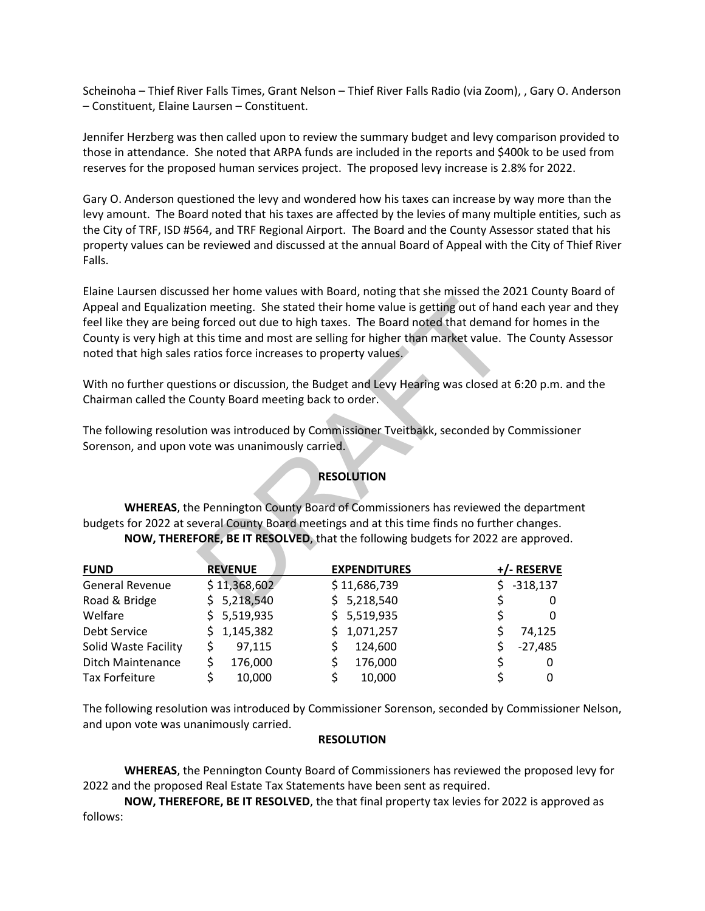Scheinoha – Thief River Falls Times, Grant Nelson – Thief River Falls Radio (via Zoom), , Gary O. Anderson – Constituent, Elaine Laursen – Constituent.

Jennifer Herzberg was then called upon to review the summary budget and levy comparison provided to those in attendance. She noted that ARPA funds are included in the reports and $400k to be used from reserves for the proposed human services project. The proposed levy increase is 2.8% for 2022.

Gary O. Anderson questioned the levy and wondered how his taxes can increase by way more than the levy amount. The Board noted that his taxes are affected by the levies of many multiple entities, such as the City of TRF, ISD #564, and TRF Regional Airport. The Board and the County Assessor stated that his property values can be reviewed and discussed at the annual Board of Appeal with the City of Thief River Falls.

Elaine Laursen discussed her home values with Board, noting that she missed the 2021 County Board of Appeal and Equalization meeting. She stated their home value is getting out of hand each year and they feel like they are being forced out due to high taxes. The Board noted that demand for homes in the County is very high at this time and most are selling for higher than market value. The County Assessor noted that high sales ratios force increases to property values.

With no further questions or discussion, the Budget and Levy Hearing was closed at 6:20 p.m. and the Chairman called the County Board meeting back to order.

The following resolution was introduced by Commissioner Tveitbakk, seconded by Commissioner Sorenson, and upon vote was unanimously carried.

**RESOLUTION**

**WHEREAS**, the Pennington County Board of Commissioners has reviewed the department budgets for 2022 at several County Board meetings and at this time finds no further changes.

**NOW, THEREFORE, BE IT RESOLVED**, that the following budgets for 2022 are approved.

| FUND | REVENUE | EXPENDITURES | +/- RESERVE |
|---|---|---|---|
| General Revenue | $ 11,368,602 | $ 11,686,739 | $ -318,137 |
| Road & Bridge | $ 5,218,540 | $ 5,218,540 | $ 0 |
| Welfare | $ 5,519,935 | $ 5,519,935 | $ 0 |
| Debt Service | $ 1,145,382 | $ 1,071,257 | $ 74,125 |
| Solid Waste Facility | $ 97,115 | $ 124,600 | $ -27,485 |
| Ditch Maintenance | $ 176,000 | $ 176,000 | $ 0 |
| Tax Forfeiture | $ 10,000 | $ 10,000 | $ 0 |

The following resolution was introduced by Commissioner Sorenson, seconded by Commissioner Nelson, and upon vote was unanimously carried.

**RESOLUTION**

**WHEREAS**, the Pennington County Board of Commissioners has reviewed the proposed levy for 2022 and the proposed Real Estate Tax Statements have been sent as required.

**NOW, THEREFORE, BE IT RESOLVED**, the that final property tax levies for 2022 is approved as follows: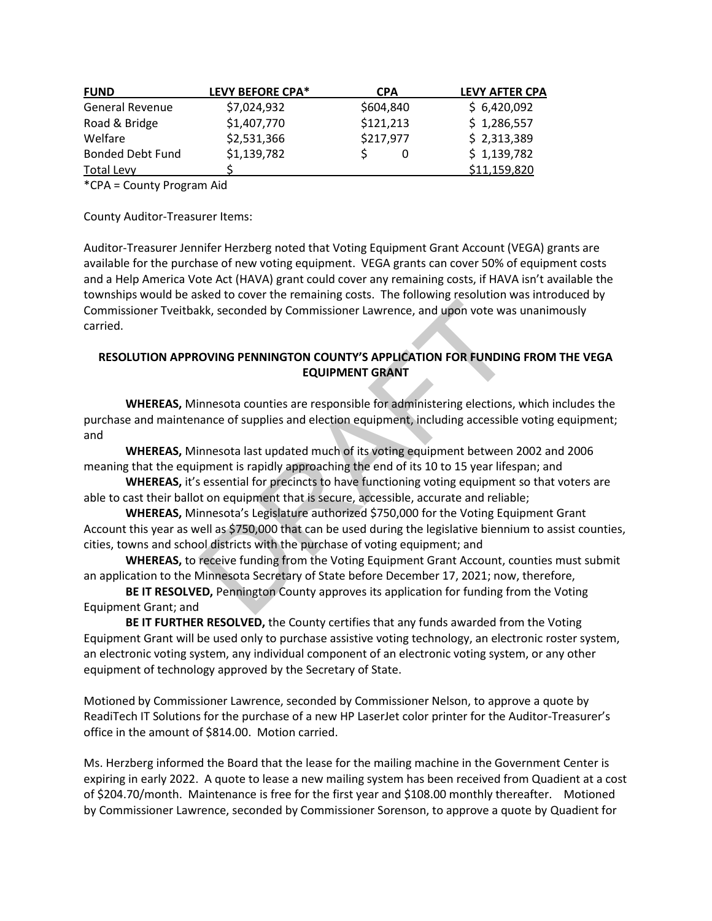| FUND | LEVY BEFORE CPA* | CPA | LEVY AFTER CPA |
|---|---|---|---|
| General Revenue | $7,024,932 | $604,840 | $ 6,420,092 |
| Road & Bridge | $1,407,770 | $121,213 | $ 1,286,557 |
| Welfare | $2,531,366 | $217,977 | $ 2,313,389 |
| Bonded Debt Fund | $1,139,782 | $ 0 | $ 1,139,782 |
| Total Levy | $ | | $11,159,820 |

*CPA = County Program Aid

County Auditor-Treasurer Items:

Auditor-Treasurer Jennifer Herzberg noted that Voting Equipment Grant Account (VEGA) grants are available for the purchase of new voting equipment. VEGA grants can cover 50% of equipment costs and a Help America Vote Act (HAVA) grant could cover any remaining costs, if HAVA isn't available the townships would be asked to cover the remaining costs. The following resolution was introduced by Commissioner Tveitbakk, seconded by Commissioner Lawrence, and upon vote was unanimously carried.

**RESOLUTION APPROVING PENNINGTON COUNTY'S APPLICATION FOR FUNDING FROM THE VEGA EQUIPMENT GRANT**

**WHEREAS,** Minnesota counties are responsible for administering elections, which includes the purchase and maintenance of supplies and election equipment, including accessible voting equipment; and

**WHEREAS,** Minnesota last updated much of its voting equipment between 2002 and 2006 meaning that the equipment is rapidly approaching the end of its 10 to 15 year lifespan; and

**WHEREAS,** it's essential for precincts to have functioning voting equipment so that voters are able to cast their ballot on equipment that is secure, accessible, accurate and reliable;

**WHEREAS,** Minnesota's Legislature authorized $750,000 for the Voting Equipment Grant Account this year as well as $750,000 that can be used during the legislative biennium to assist counties, cities, towns and school districts with the purchase of voting equipment; and

**WHEREAS,** to receive funding from the Voting Equipment Grant Account, counties must submit an application to the Minnesota Secretary of State before December 17, 2021; now, therefore,

**BE IT RESOLVED,** Pennington County approves its application for funding from the Voting Equipment Grant; and

**BE IT FURTHER RESOLVED,** the County certifies that any funds awarded from the Voting Equipment Grant will be used only to purchase assistive voting technology, an electronic roster system, an electronic voting system, any individual component of an electronic voting system, or any other equipment of technology approved by the Secretary of State.

Motioned by Commissioner Lawrence, seconded by Commissioner Nelson, to approve a quote by ReadiTech IT Solutions for the purchase of a new HP LaserJet color printer for the Auditor-Treasurer's office in the amount of $814.00. Motion carried.

Ms. Herzberg informed the Board that the lease for the mailing machine in the Government Center is expiring in early 2022. A quote to lease a new mailing system has been received from Quadient at a cost of $204.70/month. Maintenance is free for the first year and $108.00 monthly thereafter. Motioned by Commissioner Lawrence, seconded by Commissioner Sorenson, to approve a quote by Quadient for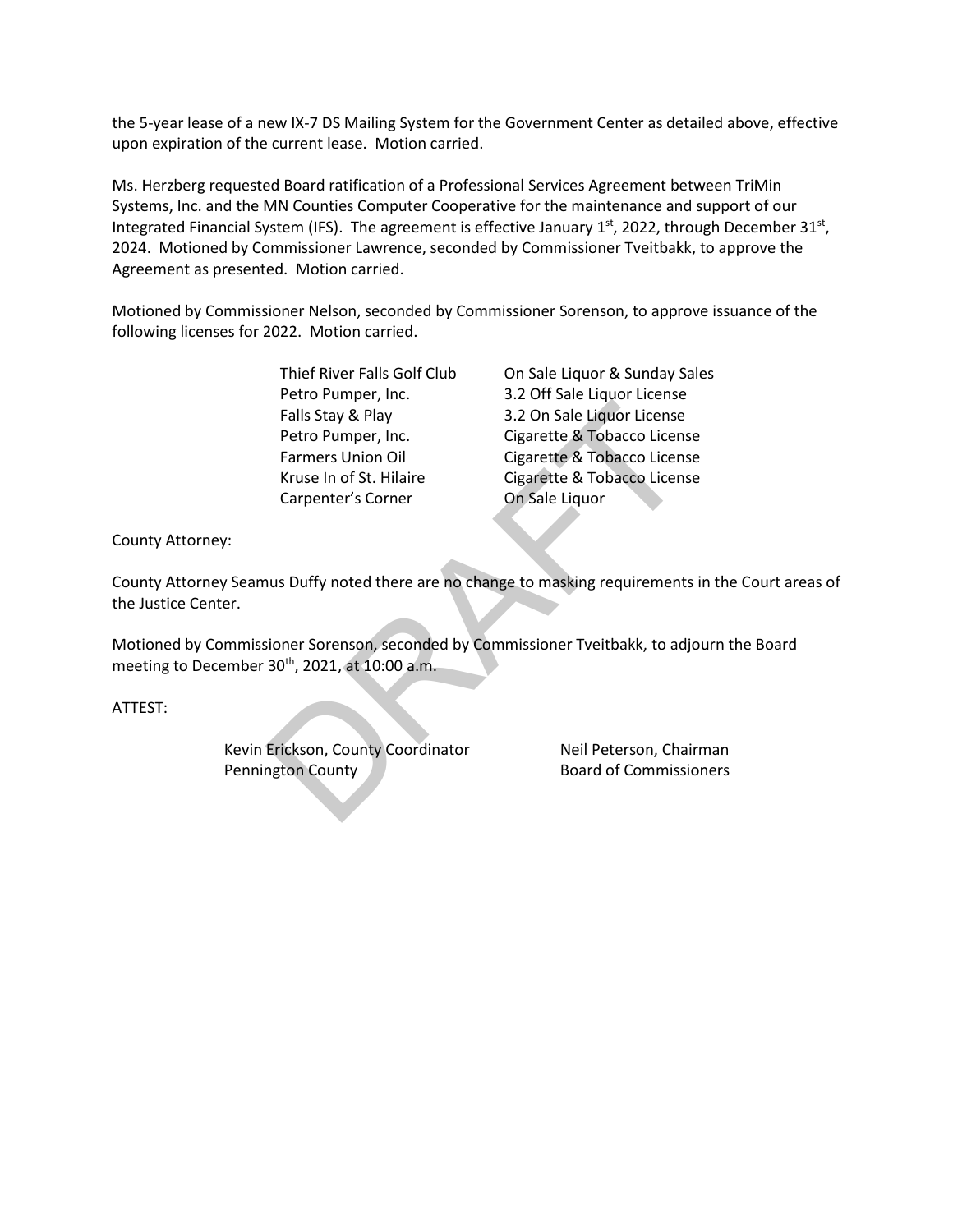the 5-year lease of a new IX-7 DS Mailing System for the Government Center as detailed above, effective upon expiration of the current lease. Motion carried.

Ms. Herzberg requested Board ratification of a Professional Services Agreement between TriMin Systems, Inc. and the MN Counties Computer Cooperative for the maintenance and support of our Integrated Financial System (IFS). The agreement is effective January 1st, 2022, through December 31st, 2024. Motioned by Commissioner Lawrence, seconded by Commissioner Tveitbakk, to approve the Agreement as presented. Motion carried.

Motioned by Commissioner Nelson, seconded by Commissioner Sorenson, to approve issuance of the following licenses for 2022. Motion carried.

| | |
|---|---|
| Thief River Falls Golf Club | On Sale Liquor & Sunday Sales |
| Petro Pumper, Inc. | 3.2 Off Sale Liquor License |
| Falls Stay & Play | 3.2 On Sale Liquor License |
| Petro Pumper, Inc. | Cigarette & Tobacco License |
| Farmers Union Oil | Cigarette & Tobacco License |
| Kruse In of St. Hilaire | Cigarette & Tobacco License |
| Carpenter's Corner | On Sale Liquor |

County Attorney:

County Attorney Seamus Duffy noted there are no change to masking requirements in the Court areas of the Justice Center.

Motioned by Commissioner Sorenson, seconded by Commissioner Tveitbakk, to adjourn the Board meeting to December 30th, 2021, at 10:00 a.m.

ATTEST:

Kevin Erickson, County Coordinator
Pennington County

Neil Peterson, Chairman
Board of Commissioners

DRAFT